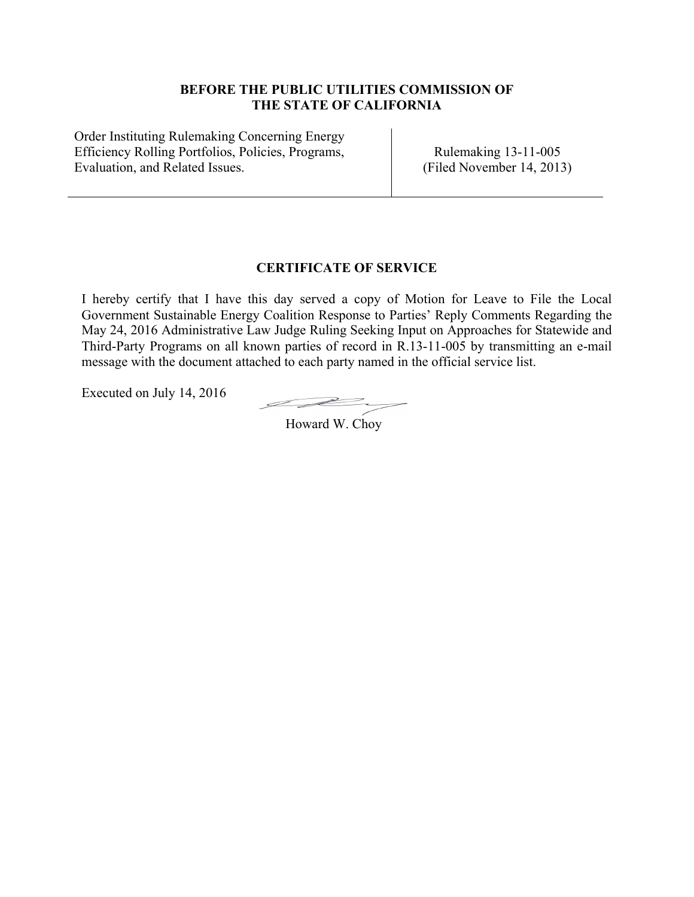**BEFORE THE PUBLIC UTILITIES COMMISSION OF THE STATE OF CALIFORNIA**

| Order Instituting Rulemaking Concerning Energy Efficiency Rolling Portfolios, Policies, Programs, Evaluation, and Related Issues. | Rulemaking 13-11-005 (Filed November 14, 2013) |
| --- | --- |

**CERTIFICATE OF SERVICE**

I hereby certify that I have this day served a copy of Motion for Leave to File the Local Government Sustainable Energy Coalition Response to Parties' Reply Comments Regarding the May 24, 2016 Administrative Law Judge Ruling Seeking Input on Approaches for Statewide and Third-Party Programs on all known parties of record in R.13-11-005 by transmitting an e-mail message with the document attached to each party named in the official service list.

Executed on July 14, 2016

Howard W. Choy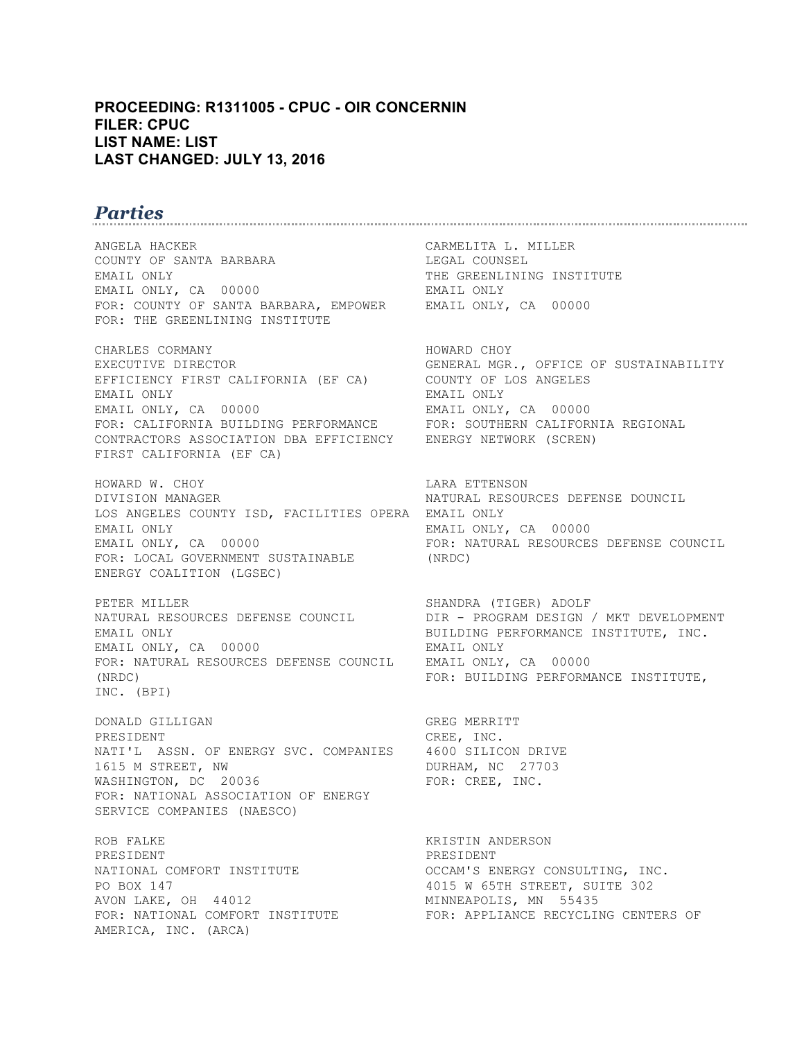**PROCEEDING: R1311005 - CPUC - OIR CONCERNIN**
**FILER: CPUC**
**LIST NAME: LIST**
**LAST CHANGED: JULY 13, 2016**

## *Parties*

ANGELA HACKER  
COUNTY OF SANTA BARBARA  
EMAIL ONLY  
EMAIL ONLY, CA 00000  
FOR: COUNTY OF SANTA BARBARA, EMPOWER

CARMELITA L. MILLER  
LEGAL COUNSEL  
THE GREENLINING INSTITUTE  
EMAIL ONLY  
EMAIL ONLY, CA 00000  
FOR: THE GREENLINING INSTITUTE

CHARLES CORMANY  
EXECUTIVE DIRECTOR  
EFFICIENCY FIRST CALIFORNIA (EF CA)  
EMAIL ONLY  
EMAIL ONLY, CA 00000  
FOR: CALIFORNIA BUILDING PERFORMANCE CONTRACTORS ASSOCIATION DBA EFFICIENCY FIRST CALIFORNIA (EF CA)

HOWARD CHOY  
GENERAL MGR., OFFICE OF SUSTAINABILITY  
COUNTY OF LOS ANGELES  
EMAIL ONLY  
EMAIL ONLY, CA 00000  
FOR: SOUTHERN CALIFORNIA REGIONAL ENERGY NETWORK (SCREN)

HOWARD W. CHOY  
DIVISION MANAGER  
LOS ANGELES COUNTY ISD, FACILITIES OPERA  
EMAIL ONLY  
EMAIL ONLY, CA 00000  
FOR: LOCAL GOVERNMENT SUSTAINABLE ENERGY COALITION (LGSEC)

LARA ETTENSON  
NATURAL RESOURCES DEFENSE DOUNCIL  
EMAIL ONLY  
EMAIL ONLY, CA 00000  
FOR: NATURAL RESOURCES DEFENSE COUNCIL (NRDC)

PETER MILLER  
NATURAL RESOURCES DEFENSE COUNCIL  
EMAIL ONLY  
EMAIL ONLY, CA 00000  
FOR: NATURAL RESOURCES DEFENSE COUNCIL (NRDC)

SHANDRA (TIGER) ADOLF  
DIR - PROGRAM DESIGN / MKT DEVELOPMENT  
BUILDING PERFORMANCE INSTITUTE, INC.  
EMAIL ONLY  
EMAIL ONLY, CA 00000  
FOR: BUILDING PERFORMANCE INSTITUTE, INC. (BPI)

DONALD GILLIGAN  
PRESIDENT  
NATI'L ASSN. OF ENERGY SVC. COMPANIES  
1615 M STREET, NW  
WASHINGTON, DC 20036  
FOR: NATIONAL ASSOCIATION OF ENERGY SERVICE COMPANIES (NAESCO)

GREG MERRITT  
CREE, INC.  
4600 SILICON DRIVE  
DURHAM, NC 27703  
FOR: CREE, INC.

ROB FALKE  
PRESIDENT  
NATIONAL COMFORT INSTITUTE  
PO BOX 147  
AVON LAKE, OH 44012  
FOR: NATIONAL COMFORT INSTITUTE

KRISTIN ANDERSON  
PRESIDENT  
OCCAM'S ENERGY CONSULTING, INC.  
4015 W 65TH STREET, SUITE 302  
MINNEAPOLIS, MN 55435  
FOR: APPLIANCE RECYCLING CENTERS OF AMERICA, INC. (ARCA)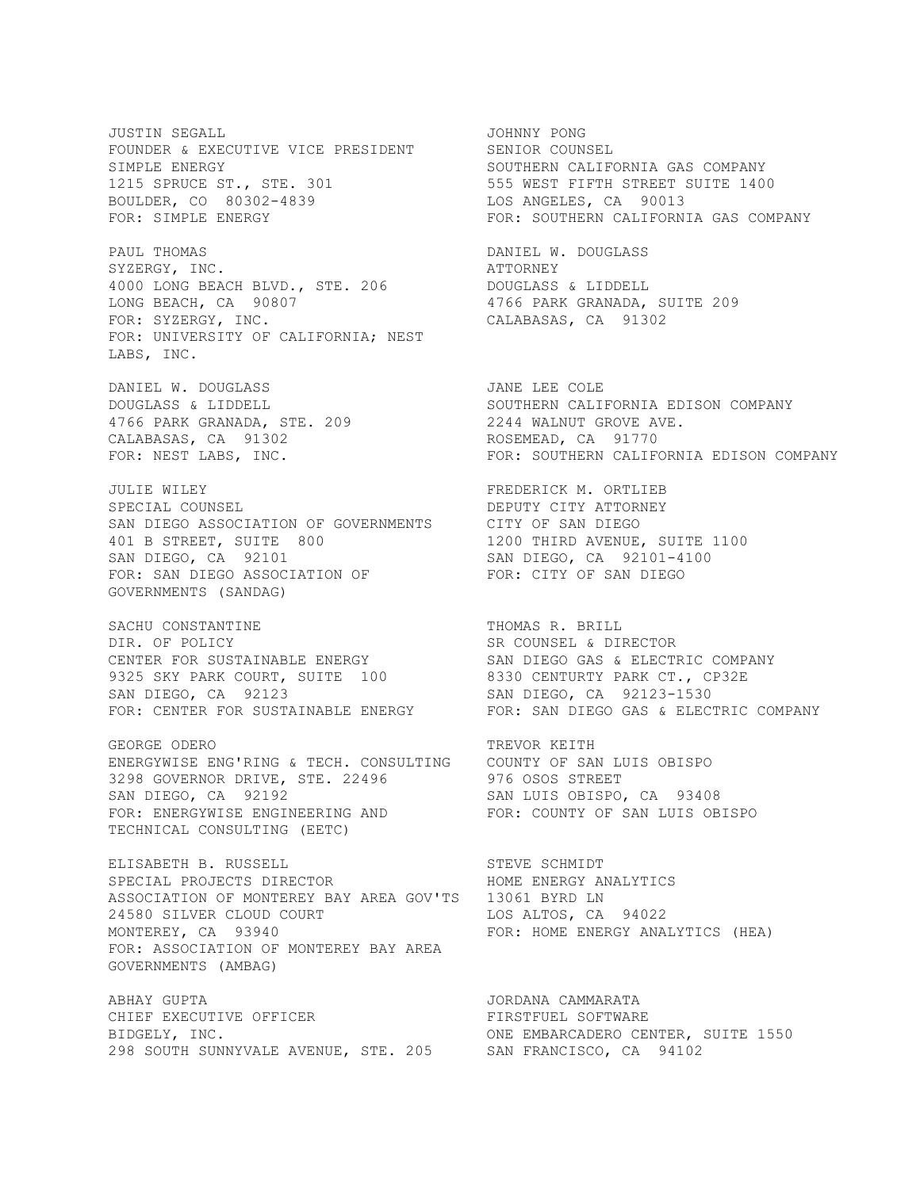JUSTIN SEGALL
FOUNDER & EXECUTIVE VICE PRESIDENT
SIMPLE ENERGY
1215 SPRUCE ST., STE. 301
BOULDER, CO 80302-4839
FOR: SIMPLE ENERGY

JOHNNY PONG
SENIOR COUNSEL
SOUTHERN CALIFORNIA GAS COMPANY
555 WEST FIFTH STREET SUITE 1400
LOS ANGELES, CA 90013
FOR: SOUTHERN CALIFORNIA GAS COMPANY

PAUL THOMAS
SYZERGY, INC.
4000 LONG BEACH BLVD., STE. 206
LONG BEACH, CA 90807
FOR: SYZERGY, INC.
FOR: UNIVERSITY OF CALIFORNIA; NEST LABS, INC.

DANIEL W. DOUGLASS
ATTORNEY
DOUGLASS & LIDDELL
4766 PARK GRANADA, SUITE 209
CALABASAS, CA 91302

DANIEL W. DOUGLASS
DOUGLASS & LIDDELL
4766 PARK GRANADA, STE. 209
CALABASAS, CA 91302
FOR: NEST LABS, INC.

JANE LEE COLE
SOUTHERN CALIFORNIA EDISON COMPANY
2244 WALNUT GROVE AVE.
ROSEMEAD, CA 91770
FOR: SOUTHERN CALIFORNIA EDISON COMPANY

JULIE WILEY
SPECIAL COUNSEL
SAN DIEGO ASSOCIATION OF GOVERNMENTS
401 B STREET, SUITE 800
SAN DIEGO, CA 92101
FOR: SAN DIEGO ASSOCIATION OF GOVERNMENTS (SANDAG)

FREDERICK M. ORTLIEB
DEPUTY CITY ATTORNEY
CITY OF SAN DIEGO
1200 THIRD AVENUE, SUITE 1100
SAN DIEGO, CA 92101-4100
FOR: CITY OF SAN DIEGO

SACHU CONSTANTINE
DIR. OF POLICY
CENTER FOR SUSTAINABLE ENERGY
9325 SKY PARK COURT, SUITE 100
SAN DIEGO, CA 92123
FOR: CENTER FOR SUSTAINABLE ENERGY

THOMAS R. BRILL
SR COUNSEL & DIRECTOR
SAN DIEGO GAS & ELECTRIC COMPANY
8330 CENTURTY PARK CT., CP32E
SAN DIEGO, CA 92123-1530
FOR: SAN DIEGO GAS & ELECTRIC COMPANY

GEORGE ODERO
ENERGYWISE ENG'RING & TECH. CONSULTING
3298 GOVERNOR DRIVE, STE. 22496
SAN DIEGO, CA 92192
FOR: ENERGYWISE ENGINEERING AND TECHNICAL CONSULTING (EETC)

TREVOR KEITH
COUNTY OF SAN LUIS OBISPO
976 OSOS STREET
SAN LUIS OBISPO, CA 93408
FOR: COUNTY OF SAN LUIS OBISPO

ELISABETH B. RUSSELL
SPECIAL PROJECTS DIRECTOR
ASSOCIATION OF MONTEREY BAY AREA GOV'TS
24580 SILVER CLOUD COURT
MONTEREY, CA 93940
FOR: ASSOCIATION OF MONTEREY BAY AREA GOVERNMENTS (AMBAG)

STEVE SCHMIDT
HOME ENERGY ANALYTICS
13061 BYRD LN
LOS ALTOS, CA 94022
FOR: HOME ENERGY ANALYTICS (HEA)

ABHAY GUPTA
CHIEF EXECUTIVE OFFICER
BIDGELY, INC.
298 SOUTH SUNNYVALE AVENUE, STE. 205

JORDANA CAMMARATA
FIRSTFUEL SOFTWARE
ONE EMBARCADERO CENTER, SUITE 1550
SAN FRANCISCO, CA 94102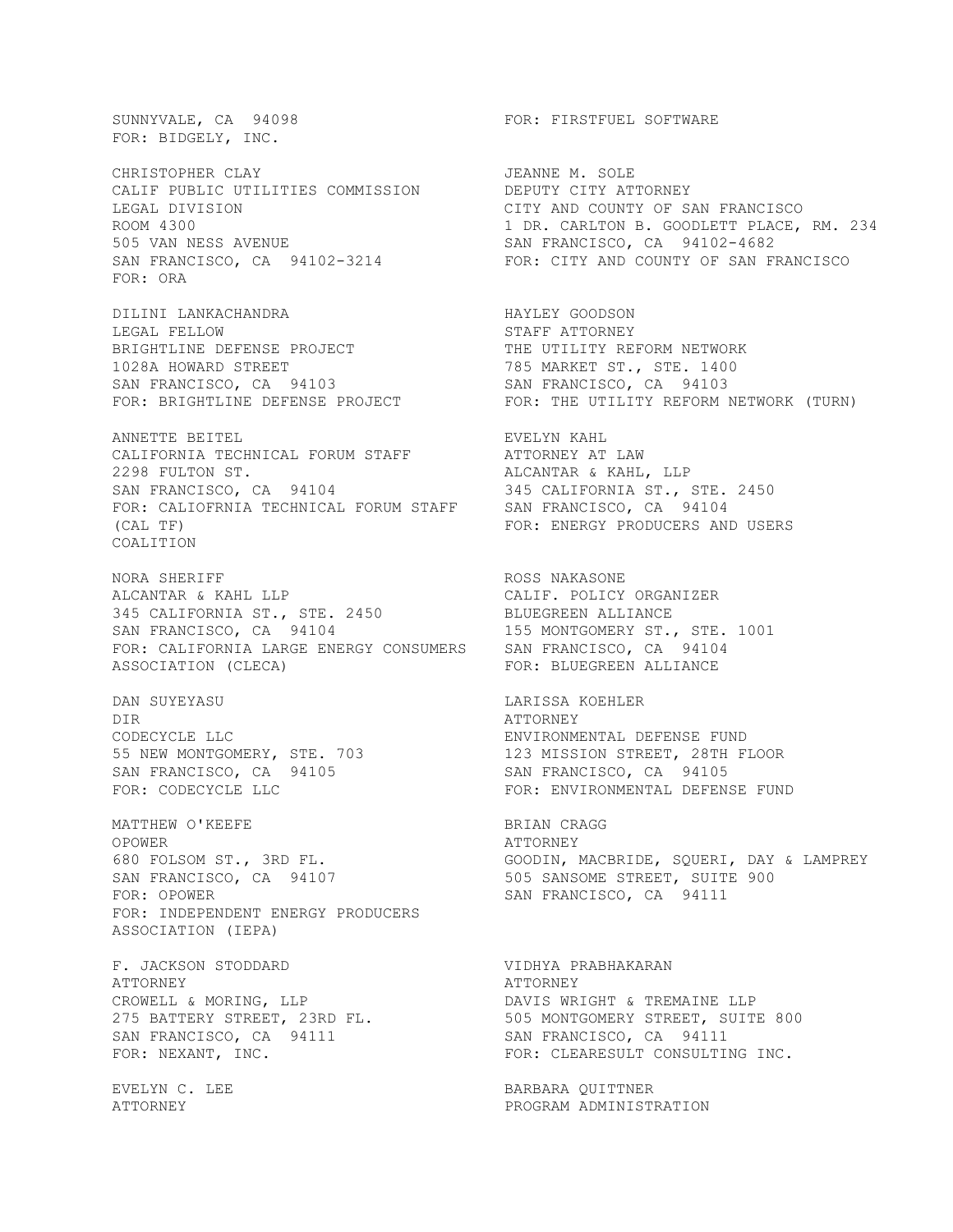SUNNYVALE, CA 94098
FOR: BIDGELY, INC.

FOR: FIRSTFUEL SOFTWARE

CHRISTOPHER CLAY
CALIF PUBLIC UTILITIES COMMISSION
LEGAL DIVISION
ROOM 4300
505 VAN NESS AVENUE
SAN FRANCISCO, CA 94102-3214
FOR: ORA

JEANNE M. SOLE
DEPUTY CITY ATTORNEY
CITY AND COUNTY OF SAN FRANCISCO
1 DR. CARLTON B. GOODLETT PLACE, RM. 234
SAN FRANCISCO, CA 94102-4682
FOR: CITY AND COUNTY OF SAN FRANCISCO

DILINI LANKACHANDRA
LEGAL FELLOW
BRIGHTLINE DEFENSE PROJECT
1028A HOWARD STREET
SAN FRANCISCO, CA 94103
FOR: BRIGHTLINE DEFENSE PROJECT

HAYLEY GOODSON
STAFF ATTORNEY
THE UTILITY REFORM NETWORK
785 MARKET ST., STE. 1400
SAN FRANCISCO, CA 94103
FOR: THE UTILITY REFORM NETWORK (TURN)

ANNETTE BEITEL
CALIFORNIA TECHNICAL FORUM STAFF
2298 FULTON ST.
SAN FRANCISCO, CA 94104
FOR: CALIOFRNIA TECHNICAL FORUM STAFF (CAL TF)

EVELYN KAHL
ATTORNEY AT LAW
ALCANTAR & KAHL, LLP
345 CALIFORNIA ST., STE. 2450
SAN FRANCISCO, CA 94104
FOR: ENERGY PRODUCERS AND USERS COALITION

NORA SHERIFF
ALCANTAR & KAHL LLP
345 CALIFORNIA ST., STE. 2450
SAN FRANCISCO, CA 94104
FOR: CALIFORNIA LARGE ENERGY CONSUMERS ASSOCIATION (CLECA)

ROSS NAKASONE
CALIF. POLICY ORGANIZER
BLUEGREEN ALLIANCE
155 MONTGOMERY ST., STE. 1001
SAN FRANCISCO, CA 94104
FOR: BLUEGREEN ALLIANCE

DAN SUYEYASU
DIR
CODECYCLE LLC
55 NEW MONTGOMERY, STE. 703
SAN FRANCISCO, CA 94105
FOR: CODECYCLE LLC

LARISSA KOEHLER
ATTORNEY
ENVIRONMENTAL DEFENSE FUND
123 MISSION STREET, 28TH FLOOR
SAN FRANCISCO, CA 94105
FOR: ENVIRONMENTAL DEFENSE FUND

MATTHEW O'KEEFE
OPOWER
680 FOLSOM ST., 3RD FL.
SAN FRANCISCO, CA 94107
FOR: OPOWER

BRIAN CRAGG
ATTORNEY
GOODIN, MACBRIDE, SQUERI, DAY & LAMPREY
505 SANSOME STREET, SUITE 900
SAN FRANCISCO, CA 94111
FOR: INDEPENDENT ENERGY PRODUCERS ASSOCIATION (IEPA)

F. JACKSON STODDARD
ATTORNEY
CROWELL & MORING, LLP
275 BATTERY STREET, 23RD FL.
SAN FRANCISCO, CA 94111
FOR: NEXANT, INC.

VIDHYA PRABHAKARAN
ATTORNEY
DAVIS WRIGHT & TREMAINE LLP
505 MONTGOMERY STREET, SUITE 800
SAN FRANCISCO, CA 94111
FOR: CLEARESULT CONSULTING INC.

EVELYN C. LEE
ATTORNEY

BARBARA QUITTNER
PROGRAM ADMINISTRATION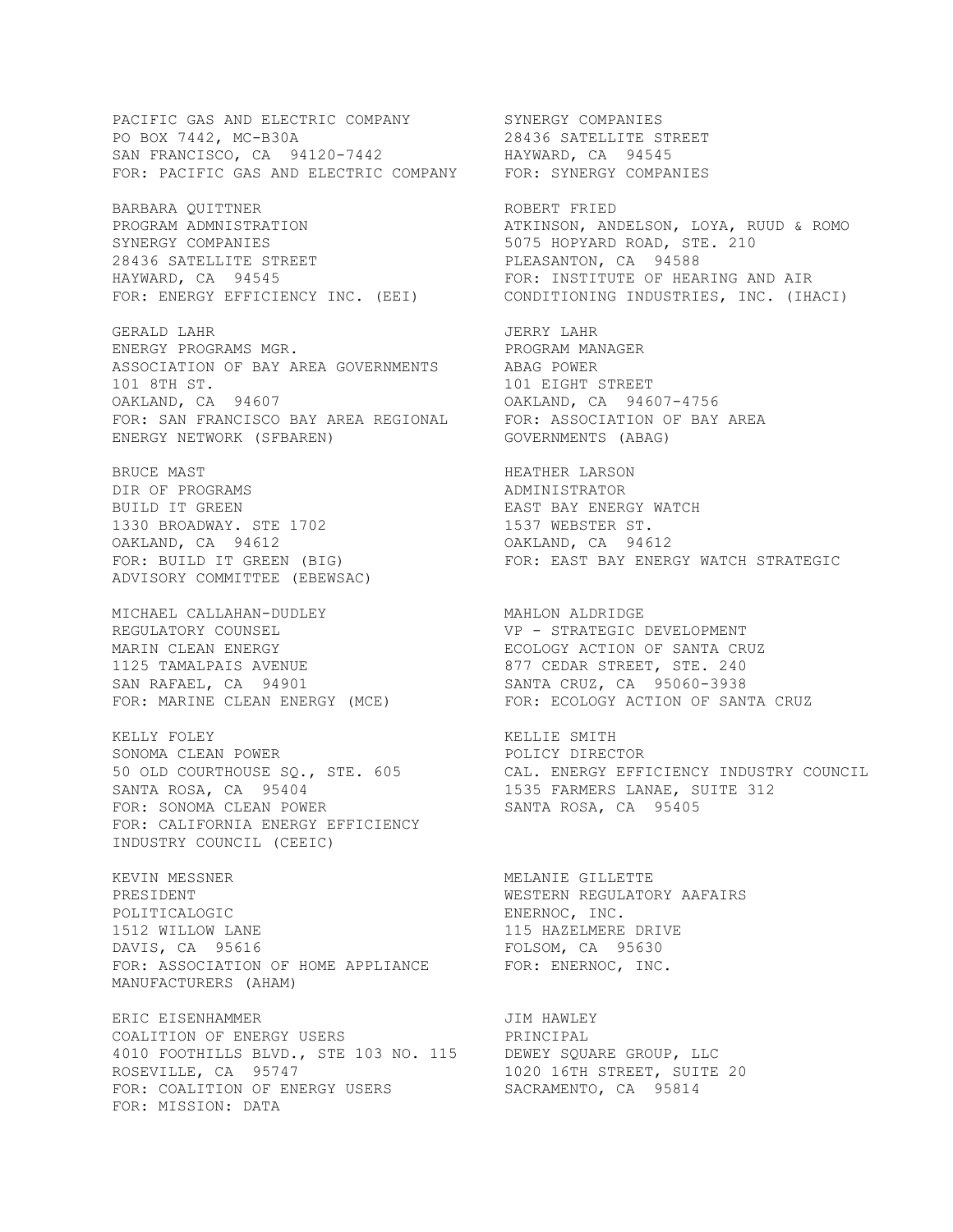PACIFIC GAS AND ELECTRIC COMPANY
PO BOX 7442, MC-B30A
SAN FRANCISCO, CA 94120-7442
FOR: PACIFIC GAS AND ELECTRIC COMPANY

SYNERGY COMPANIES
28436 SATELLITE STREET
HAYWARD, CA 94545
FOR: SYNERGY COMPANIES

BARBARA QUITTNER
PROGRAM ADMNISTRATION
SYNERGY COMPANIES
28436 SATELLITE STREET
HAYWARD, CA 94545
FOR: ENERGY EFFICIENCY INC. (EEI)

ROBERT FRIED
ATKINSON, ANDELSON, LOYA, RUUD & ROMO
5075 HOPYARD ROAD, STE. 210
PLEASANTON, CA 94588
FOR: INSTITUTE OF HEARING AND AIR CONDITIONING INDUSTRIES, INC. (IHACI)

GERALD LAHR
ENERGY PROGRAMS MGR.
ASSOCIATION OF BAY AREA GOVERNMENTS
101 8TH ST.
OAKLAND, CA 94607
FOR: SAN FRANCISCO BAY AREA REGIONAL ENERGY NETWORK (SFBAREN)

JERRY LAHR
PROGRAM MANAGER
ABAG POWER
101 EIGHT STREET
OAKLAND, CA 94607-4756
FOR: ASSOCIATION OF BAY AREA GOVERNMENTS (ABAG)

BRUCE MAST
DIR OF PROGRAMS
BUILD IT GREEN
1330 BROADWAY. STE 1702
OAKLAND, CA 94612
FOR: BUILD IT GREEN (BIG)

HEATHER LARSON
ADMINISTRATOR
EAST BAY ENERGY WATCH
1537 WEBSTER ST.
OAKLAND, CA 94612
FOR: EAST BAY ENERGY WATCH STRATEGIC ADVISORY COMMITTEE (EBEWSAC)

MICHAEL CALLAHAN-DUDLEY
REGULATORY COUNSEL
MARIN CLEAN ENERGY
1125 TAMALPAIS AVENUE
SAN RAFAEL, CA 94901
FOR: MARINE CLEAN ENERGY (MCE)

MAHLON ALDRIDGE
VP - STRATEGIC DEVELOPMENT
ECOLOGY ACTION OF SANTA CRUZ
877 CEDAR STREET, STE. 240
SANTA CRUZ, CA 95060-3938
FOR: ECOLOGY ACTION OF SANTA CRUZ

KELLY FOLEY
SONOMA CLEAN POWER
50 OLD COURTHOUSE SQ., STE. 605
SANTA ROSA, CA 95404
FOR: SONOMA CLEAN POWER

KELLIE SMITH
POLICY DIRECTOR
CAL. ENERGY EFFICIENCY INDUSTRY COUNCIL
1535 FARMERS LANAE, SUITE 312
SANTA ROSA, CA 95405
FOR: CALIFORNIA ENERGY EFFICIENCY INDUSTRY COUNCIL (CEEIC)

KEVIN MESSNER
PRESIDENT
POLITICALOGIC
1512 WILLOW LANE
DAVIS, CA 95616
FOR: ASSOCIATION OF HOME APPLIANCE MANUFACTURERS (AHAM)

MELANIE GILLETTE
WESTERN REGULATORY AAFAIRS
ENERNOC, INC.
115 HAZELMERE DRIVE
FOLSOM, CA 95630
FOR: ENERNOC, INC.

ERIC EISENHAMMER
COALITION OF ENERGY USERS
4010 FOOTHILLS BLVD., STE 103 NO. 115
ROSEVILLE, CA 95747
FOR: COALITION OF ENERGY USERS

JIM HAWLEY
PRINCIPAL
DEWEY SQUARE GROUP, LLC
1020 16TH STREET, SUITE 20
SACRAMENTO, CA 95814
FOR: MISSION: DATA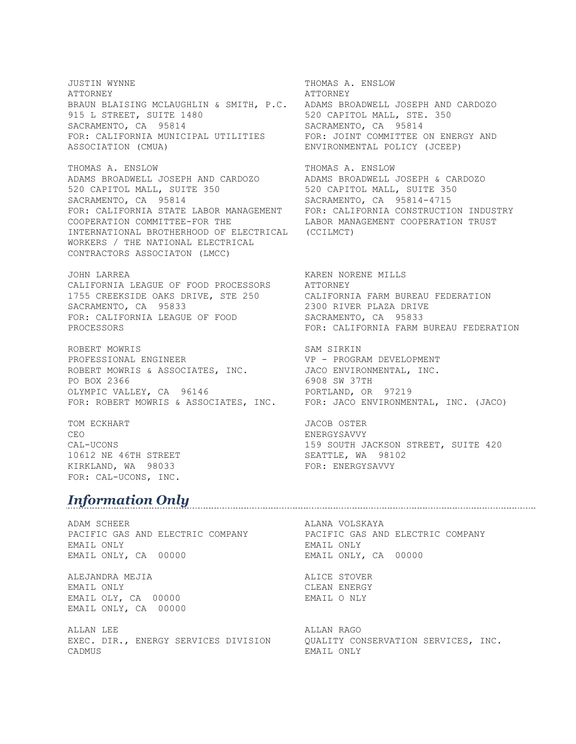JUSTIN WYNNE
ATTORNEY
BRAUN BLAISING MCLAUGHLIN & SMITH, P.C.
915 L STREET, SUITE 1480
SACRAMENTO, CA 95814
FOR: CALIFORNIA MUNICIPAL UTILITIES ASSOCIATION (CMUA)

THOMAS A. ENSLOW
ATTORNEY
ADAMS BROADWELL JOSEPH AND CARDOZO
520 CAPITOL MALL, STE. 350
SACRAMENTO, CA 95814
FOR: JOINT COMMITTEE ON ENERGY AND ENVIRONMENTAL POLICY (JCEEP)

THOMAS A. ENSLOW
ADAMS BROADWELL JOSEPH AND CARDOZO
520 CAPITOL MALL, SUITE 350
SACRAMENTO, CA 95814
FOR: CALIFORNIA STATE LABOR MANAGEMENT COOPERATION COMMITTEE-FOR THE INTERNATIONAL BROTHERHOOD OF ELECTRICAL WORKERS / THE NATIONAL ELECTRICAL CONTRACTORS ASSOCIATON (LMCC)

THOMAS A. ENSLOW
ADAMS BROADWELL JOSEPH & CARDOZO
520 CAPITOL MALL, SUITE 350
SACRAMENTO, CA 95814-4715
FOR: CALIFORNIA CONSTRUCTION INDUSTRY LABOR MANAGEMENT COOPERATION TRUST (CCILMCT)

JOHN LARREA
CALIFORNIA LEAGUE OF FOOD PROCESSORS
1755 CREEKSIDE OAKS DRIVE, STE 250
SACRAMENTO, CA 95833
FOR: CALIFORNIA LEAGUE OF FOOD PROCESSORS

KAREN NORENE MILLS
ATTORNEY
CALIFORNIA FARM BUREAU FEDERATION
2300 RIVER PLAZA DRIVE
SACRAMENTO, CA 95833
FOR: CALIFORNIA FARM BUREAU FEDERATION

ROBERT MOWRIS
PROFESSIONAL ENGINEER
ROBERT MOWRIS & ASSOCIATES, INC.
PO BOX 2366
OLYMPIC VALLEY, CA 96146
FOR: ROBERT MOWRIS & ASSOCIATES, INC.

SAM SIRKIN
VP - PROGRAM DEVELOPMENT
JACO ENVIRONMENTAL, INC.
6908 SW 37TH
PORTLAND, OR 97219
FOR: JACO ENVIRONMENTAL, INC. (JACO)

TOM ECKHART
CEO
CAL-UCONS
10612 NE 46TH STREET
KIRKLAND, WA 98033
FOR: CAL-UCONS, INC.

JACOB OSTER
ENERGYSAVVY
159 SOUTH JACKSON STREET, SUITE 420
SEATTLE, WA 98102
FOR: ENERGYSAVVY

## *Information Only*

ADAM SCHEER
PACIFIC GAS AND ELECTRIC COMPANY
EMAIL ONLY
EMAIL ONLY, CA 00000

ALANA VOLSKAYA
PACIFIC GAS AND ELECTRIC COMPANY
EMAIL ONLY
EMAIL ONLY, CA 00000

ALEJANDRA MEJIA
EMAIL ONLY
EMAIL OLY, CA 00000
EMAIL ONLY, CA 00000

ALICE STOVER
CLEAN ENERGY
EMAIL O NLY

ALLAN LEE
EXEC. DIR., ENERGY SERVICES DIVISION
CADMUS

ALLAN RAGO
QUALITY CONSERVATION SERVICES, INC.
EMAIL ONLY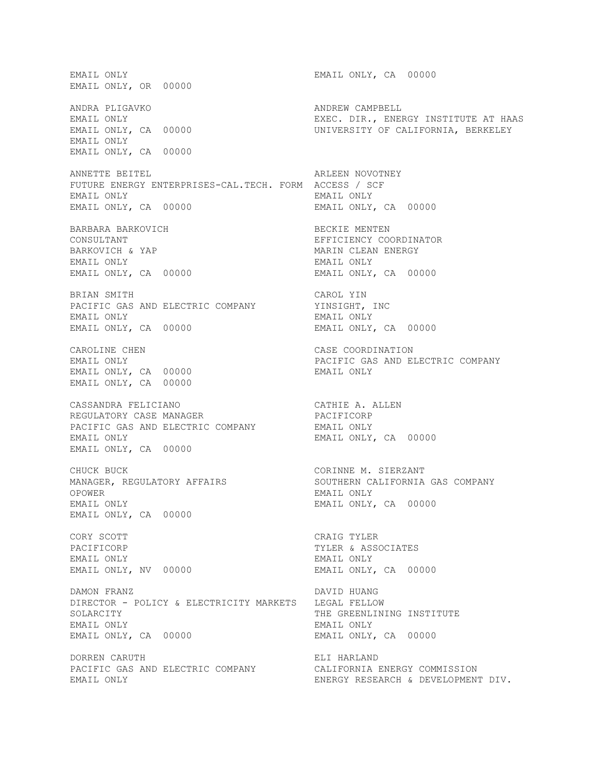EMAIL ONLY
EMAIL ONLY, OR 00000

EMAIL ONLY, CA 00000

ANDRA PLIGAVKO
EMAIL ONLY
EMAIL ONLY, CA 00000
EMAIL ONLY
EMAIL ONLY, CA 00000

ANDREW CAMPBELL
EXEC. DIR., ENERGY INSTITUTE AT HAAS
UNIVERSITY OF CALIFORNIA, BERKELEY

ANNETTE BEITEL
FUTURE ENERGY ENTERPRISES-CAL.TECH. FORM
EMAIL ONLY
EMAIL ONLY, CA 00000

ARLEEN NOVOTNEY
ACCESS / SCF
EMAIL ONLY
EMAIL ONLY, CA 00000

BARBARA BARKOVICH
CONSULTANT
BARKOVICH & YAP
EMAIL ONLY
EMAIL ONLY, CA 00000

BECKIE MENTEN
EFFICIENCY COORDINATOR
MARIN CLEAN ENERGY
EMAIL ONLY
EMAIL ONLY, CA 00000

BRIAN SMITH
PACIFIC GAS AND ELECTRIC COMPANY
EMAIL ONLY
EMAIL ONLY, CA 00000

CAROL YIN
YINSIGHT, INC
EMAIL ONLY
EMAIL ONLY, CA 00000

CAROLINE CHEN
EMAIL ONLY
EMAIL ONLY, CA 00000
EMAIL ONLY, CA 00000

CASE COORDINATION
PACIFIC GAS AND ELECTRIC COMPANY
EMAIL ONLY

CASSANDRA FELICIANO
REGULATORY CASE MANAGER
PACIFIC GAS AND ELECTRIC COMPANY
EMAIL ONLY
EMAIL ONLY, CA 00000

CATHIE A. ALLEN
PACIFICORP
EMAIL ONLY
EMAIL ONLY, CA 00000

CHUCK BUCK
MANAGER, REGULATORY AFFAIRS
OPOWER
EMAIL ONLY
EMAIL ONLY, CA 00000

CORINNE M. SIERZANT
SOUTHERN CALIFORNIA GAS COMPANY
EMAIL ONLY
EMAIL ONLY, CA 00000

CORY SCOTT
PACIFICORP
EMAIL ONLY
EMAIL ONLY, NV 00000

CRAIG TYLER
TYLER & ASSOCIATES
EMAIL ONLY
EMAIL ONLY, CA 00000

DAMON FRANZ
DIRECTOR - POLICY & ELECTRICITY MARKETS
SOLARCITY
EMAIL ONLY
EMAIL ONLY, CA 00000

DAVID HUANG
LEGAL FELLOW
THE GREENLINING INSTITUTE
EMAIL ONLY
EMAIL ONLY, CA 00000

DORREN CARUTH
PACIFIC GAS AND ELECTRIC COMPANY
EMAIL ONLY

ELI HARLAND
CALIFORNIA ENERGY COMMISSION
ENERGY RESEARCH & DEVELOPMENT DIV.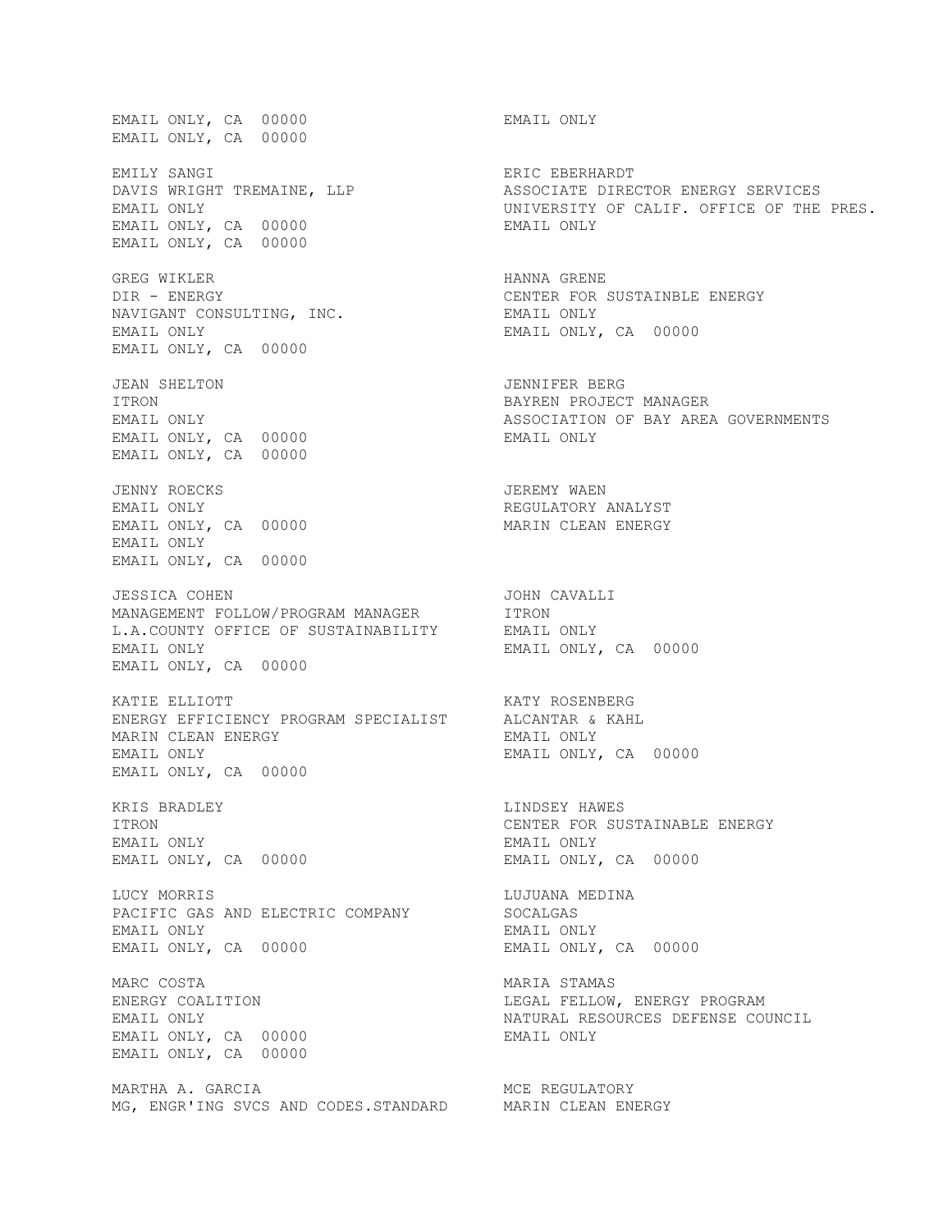EMAIL ONLY, CA 00000
EMAIL ONLY, CA 00000

EMAIL ONLY

EMILY SANGI
DAVIS WRIGHT TREMAINE, LLP
EMAIL ONLY
EMAIL ONLY, CA 00000
EMAIL ONLY, CA 00000

ERIC EBERHARDT
ASSOCIATE DIRECTOR ENERGY SERVICES
UNIVERSITY OF CALIF. OFFICE OF THE PRES.
EMAIL ONLY

GREG WIKLER
DIR - ENERGY
NAVIGANT CONSULTING, INC.
EMAIL ONLY
EMAIL ONLY, CA 00000

HANNA GRENE
CENTER FOR SUSTAINBLE ENERGY
EMAIL ONLY
EMAIL ONLY, CA 00000

JEAN SHELTON
ITRON
EMAIL ONLY
EMAIL ONLY, CA 00000
EMAIL ONLY, CA 00000

JENNIFER BERG
BAYREN PROJECT MANAGER
ASSOCIATION OF BAY AREA GOVERNMENTS
EMAIL ONLY

JENNY ROECKS
EMAIL ONLY
EMAIL ONLY, CA 00000
EMAIL ONLY
EMAIL ONLY, CA 00000

JEREMY WAEN
REGULATORY ANALYST
MARIN CLEAN ENERGY

JESSICA COHEN
MANAGEMENT FOLLOW/PROGRAM MANAGER
L.A.COUNTY OFFICE OF SUSTAINABILITY
EMAIL ONLY
EMAIL ONLY, CA 00000

JOHN CAVALLI
ITRON
EMAIL ONLY
EMAIL ONLY, CA 00000

KATIE ELLIOTT
ENERGY EFFICIENCY PROGRAM SPECIALIST
MARIN CLEAN ENERGY
EMAIL ONLY
EMAIL ONLY, CA 00000

KATY ROSENBERG
ALCANTAR & KAHL
EMAIL ONLY
EMAIL ONLY, CA 00000

KRIS BRADLEY
ITRON
EMAIL ONLY
EMAIL ONLY, CA 00000

LINDSEY HAWES
CENTER FOR SUSTAINABLE ENERGY
EMAIL ONLY
EMAIL ONLY, CA 00000

LUCY MORRIS
PACIFIC GAS AND ELECTRIC COMPANY
EMAIL ONLY
EMAIL ONLY, CA 00000

LUJUANA MEDINA
SOCALGAS
EMAIL ONLY
EMAIL ONLY, CA 00000

MARC COSTA
ENERGY COALITION
EMAIL ONLY
EMAIL ONLY, CA 00000
EMAIL ONLY, CA 00000

MARIA STAMAS
LEGAL FELLOW, ENERGY PROGRAM
NATURAL RESOURCES DEFENSE COUNCIL
EMAIL ONLY

MARTHA A. GARCIA
MG, ENGR'ING SVCS AND CODES.STANDARD

MCE REGULATORY
MARIN CLEAN ENERGY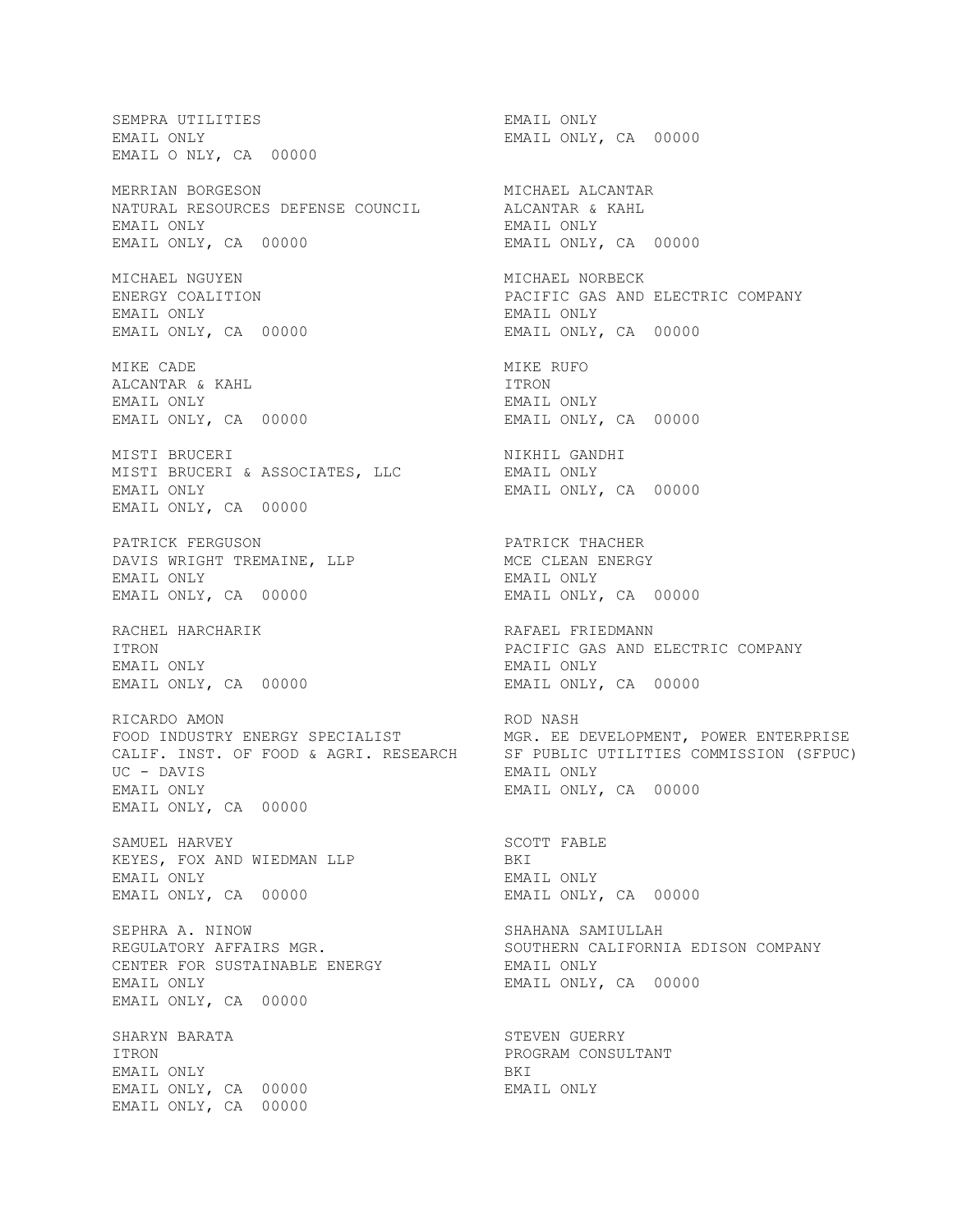SEMPRA UTILITIES
EMAIL ONLY
EMAIL O NLY, CA 00000

EMAIL ONLY
EMAIL ONLY, CA 00000

MERRIAN BORGESON
NATURAL RESOURCES DEFENSE COUNCIL
EMAIL ONLY
EMAIL ONLY, CA 00000

MICHAEL ALCANTAR
ALCANTAR & KAHL
EMAIL ONLY
EMAIL ONLY, CA 00000

MICHAEL NGUYEN
ENERGY COALITION
EMAIL ONLY
EMAIL ONLY, CA 00000

MICHAEL NORBECK
PACIFIC GAS AND ELECTRIC COMPANY
EMAIL ONLY
EMAIL ONLY, CA 00000

MIKE CADE
ALCANTAR & KAHL
EMAIL ONLY
EMAIL ONLY, CA 00000

MIKE RUFO
ITRON
EMAIL ONLY
EMAIL ONLY, CA 00000

MISTI BRUCERI
MISTI BRUCERI & ASSOCIATES, LLC
EMAIL ONLY
EMAIL ONLY, CA 00000

NIKHIL GANDHI
EMAIL ONLY
EMAIL ONLY, CA 00000

PATRICK FERGUSON
DAVIS WRIGHT TREMAINE, LLP
EMAIL ONLY
EMAIL ONLY, CA 00000

PATRICK THACHER
MCE CLEAN ENERGY
EMAIL ONLY
EMAIL ONLY, CA 00000

RACHEL HARCHARIK
ITRON
EMAIL ONLY
EMAIL ONLY, CA 00000

RAFAEL FRIEDMANN
PACIFIC GAS AND ELECTRIC COMPANY
EMAIL ONLY
EMAIL ONLY, CA 00000

RICARDO AMON
FOOD INDUSTRY ENERGY SPECIALIST
CALIF. INST. OF FOOD & AGRI. RESEARCH
UC - DAVIS
EMAIL ONLY
EMAIL ONLY, CA 00000

ROD NASH
MGR. EE DEVELOPMENT, POWER ENTERPRISE
SF PUBLIC UTILITIES COMMISSION (SFPUC)
EMAIL ONLY
EMAIL ONLY, CA 00000

SAMUEL HARVEY
KEYES, FOX AND WIEDMAN LLP
EMAIL ONLY
EMAIL ONLY, CA 00000

SCOTT FABLE
BKI
EMAIL ONLY
EMAIL ONLY, CA 00000

SEPHRA A. NINOW
REGULATORY AFFAIRS MGR.
CENTER FOR SUSTAINABLE ENERGY
EMAIL ONLY
EMAIL ONLY, CA 00000

SHAHANA SAMIULLAH
SOUTHERN CALIFORNIA EDISON COMPANY
EMAIL ONLY
EMAIL ONLY, CA 00000

SHARYN BARATA
ITRON
EMAIL ONLY
EMAIL ONLY, CA 00000
EMAIL ONLY, CA 00000

STEVEN GUERRY
PROGRAM CONSULTANT
BKI
EMAIL ONLY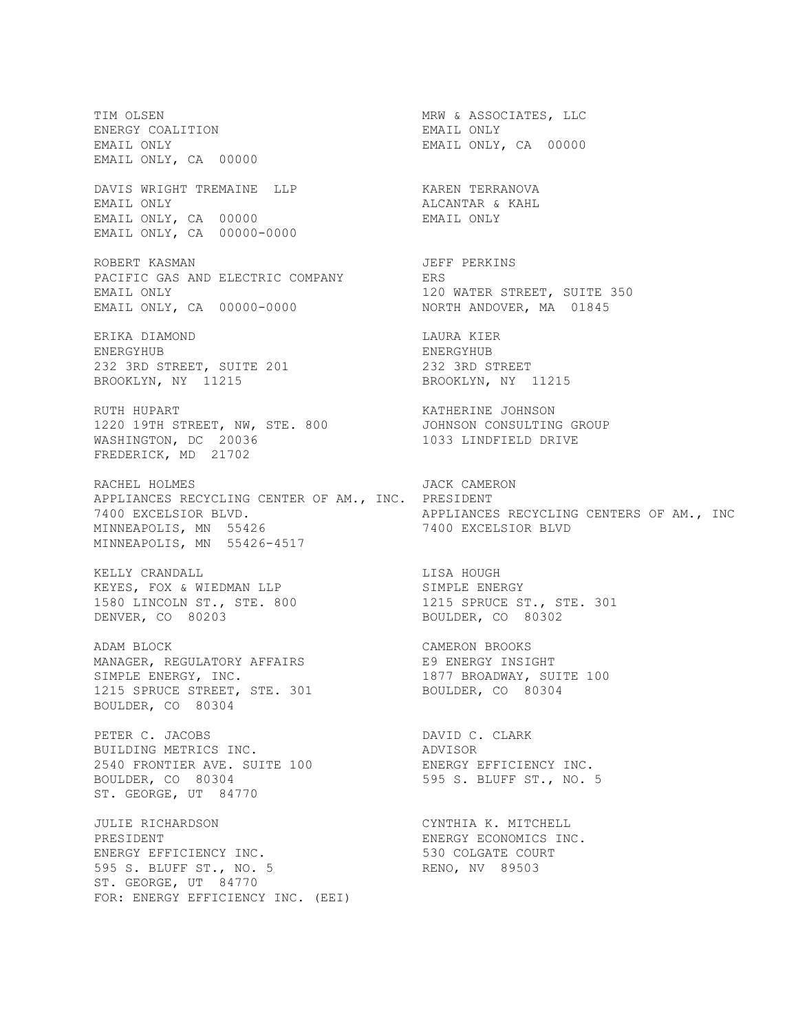TIM OLSEN
ENERGY COALITION
EMAIL ONLY
EMAIL ONLY, CA 00000

MRW & ASSOCIATES, LLC
EMAIL ONLY
EMAIL ONLY, CA 00000

DAVIS WRIGHT TREMAINE LLP
EMAIL ONLY
EMAIL ONLY, CA 00000
EMAIL ONLY, CA 00000-0000

KAREN TERRANOVA
ALCANTAR & KAHL
EMAIL ONLY

ROBERT KASMAN
PACIFIC GAS AND ELECTRIC COMPANY
EMAIL ONLY
EMAIL ONLY, CA 00000-0000

JEFF PERKINS
ERS
120 WATER STREET, SUITE 350
NORTH ANDOVER, MA 01845

ERIKA DIAMOND
ENERGYHUB
232 3RD STREET, SUITE 201
BROOKLYN, NY 11215

LAURA KIER
ENERGYHUB
232 3RD STREET
BROOKLYN, NY 11215

RUTH HUPART
1220 19TH STREET, NW, STE. 800
WASHINGTON, DC 20036
FREDERICK, MD 21702

KATHERINE JOHNSON
JOHNSON CONSULTING GROUP
1033 LINDFIELD DRIVE

RACHEL HOLMES
APPLIANCES RECYCLING CENTER OF AM., INC.
7400 EXCELSIOR BLVD.
MINNEAPOLIS, MN 55426
MINNEAPOLIS, MN 55426-4517

JACK CAMERON
PRESIDENT
APPLIANCES RECYCLING CENTERS OF AM., INC
7400 EXCELSIOR BLVD

KELLY CRANDALL
KEYES, FOX & WIEDMAN LLP
1580 LINCOLN ST., STE. 800
DENVER, CO 80203

LISA HOUGH
SIMPLE ENERGY
1215 SPRUCE ST., STE. 301
BOULDER, CO 80302

ADAM BLOCK
MANAGER, REGULATORY AFFAIRS
SIMPLE ENERGY, INC.
1215 SPRUCE STREET, STE. 301
BOULDER, CO 80304

CAMERON BROOKS
E9 ENERGY INSIGHT
1877 BROADWAY, SUITE 100
BOULDER, CO 80304

PETER C. JACOBS
BUILDING METRICS INC.
2540 FRONTIER AVE. SUITE 100
BOULDER, CO 80304
ST. GEORGE, UT 84770

DAVID C. CLARK
ADVISOR
ENERGY EFFICIENCY INC.
595 S. BLUFF ST., NO. 5

JULIE RICHARDSON
PRESIDENT
ENERGY EFFICIENCY INC.
595 S. BLUFF ST., NO. 5
ST. GEORGE, UT 84770
FOR: ENERGY EFFICIENCY INC. (EEI)

CYNTHIA K. MITCHELL
ENERGY ECONOMICS INC.
530 COLGATE COURT
RENO, NV 89503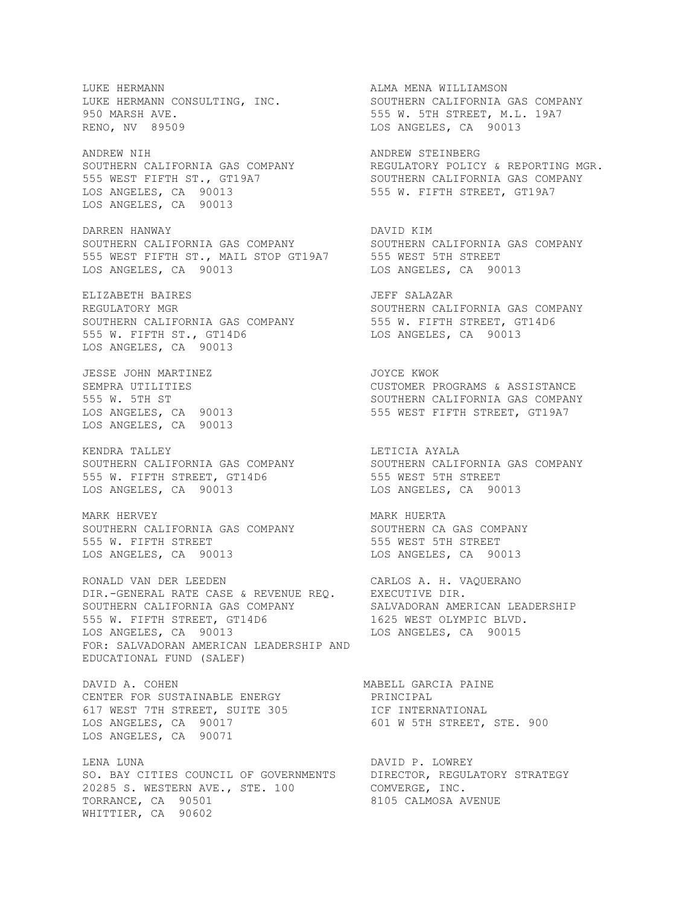LUKE HERMANN
LUKE HERMANN CONSULTING, INC.
950 MARSH AVE.
RENO, NV 89509

ALMA MENA WILLIAMSON
SOUTHERN CALIFORNIA GAS COMPANY
555 W. 5TH STREET, M.L. 19A7
LOS ANGELES, CA 90013

ANDREW NIH
SOUTHERN CALIFORNIA GAS COMPANY
555 WEST FIFTH ST., GT19A7
LOS ANGELES, CA 90013

ANDREW STEINBERG
REGULATORY POLICY & REPORTING MGR.
SOUTHERN CALIFORNIA GAS COMPANY
555 W. FIFTH STREET, GT19A7
LOS ANGELES, CA 90013

DARREN HANWAY
SOUTHERN CALIFORNIA GAS COMPANY
555 WEST FIFTH ST., MAIL STOP GT19A7
LOS ANGELES, CA 90013

DAVID KIM
SOUTHERN CALIFORNIA GAS COMPANY
555 WEST 5TH STREET
LOS ANGELES, CA 90013

ELIZABETH BAIRES
REGULATORY MGR
SOUTHERN CALIFORNIA GAS COMPANY
555 W. FIFTH ST., GT14D6
LOS ANGELES, CA 90013

JEFF SALAZAR
SOUTHERN CALIFORNIA GAS COMPANY
555 W. FIFTH STREET, GT14D6
LOS ANGELES, CA 90013

JESSE JOHN MARTINEZ
SEMPRA UTILITIES
555 W. 5TH ST
LOS ANGELES, CA 90013

JOYCE KWOK
CUSTOMER PROGRAMS & ASSISTANCE
SOUTHERN CALIFORNIA GAS COMPANY
555 WEST FIFTH STREET, GT19A7
LOS ANGELES, CA 90013

KENDRA TALLEY
SOUTHERN CALIFORNIA GAS COMPANY
555 W. FIFTH STREET, GT14D6
LOS ANGELES, CA 90013

LETICIA AYALA
SOUTHERN CALIFORNIA GAS COMPANY
555 WEST 5TH STREET
LOS ANGELES, CA 90013

MARK HERVEY
SOUTHERN CALIFORNIA GAS COMPANY
555 W. FIFTH STREET
LOS ANGELES, CA 90013

MARK HUERTA
SOUTHERN CA GAS COMPANY
555 WEST 5TH STREET
LOS ANGELES, CA 90013

RONALD VAN DER LEEDEN
DIR.-GENERAL RATE CASE & REVENUE REQ.
SOUTHERN CALIFORNIA GAS COMPANY
555 W. FIFTH STREET, GT14D6
LOS ANGELES, CA 90013

CARLOS A. H. VAQUERANO
EXECUTIVE DIR.
SALVADORAN AMERICAN LEADERSHIP
1625 WEST OLYMPIC BLVD.
LOS ANGELES, CA 90015
FOR: SALVADORAN AMERICAN LEADERSHIP AND EDUCATIONAL FUND (SALEF)

DAVID A. COHEN
CENTER FOR SUSTAINABLE ENERGY
617 WEST 7TH STREET, SUITE 305
LOS ANGELES, CA 90017

MABELL GARCIA PAINE
PRINCIPAL
ICF INTERNATIONAL
601 W 5TH STREET, STE. 900
LOS ANGELES, CA 90071

LENA LUNA
SO. BAY CITIES COUNCIL OF GOVERNMENTS
20285 S. WESTERN AVE., STE. 100
TORRANCE, CA 90501

DAVID P. LOWREY
DIRECTOR, REGULATORY STRATEGY
COMVERGE, INC.
8105 CALMOSA AVENUE
WHITTIER, CA 90602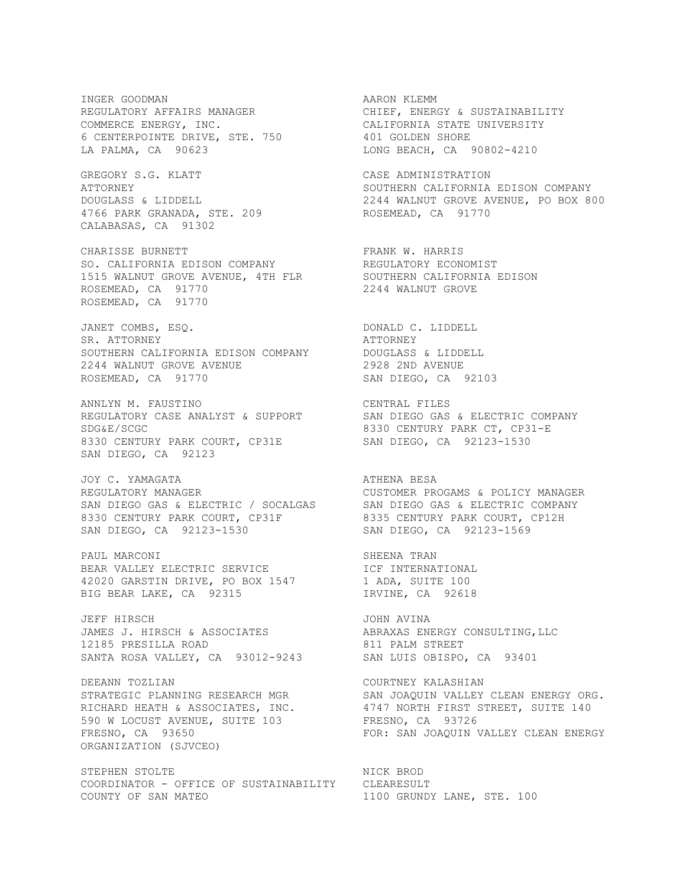INGER GOODMAN
REGULATORY AFFAIRS MANAGER
COMMERCE ENERGY, INC.
6 CENTERPOINTE DRIVE, STE. 750
LA PALMA, CA 90623

AARON KLEMM
CHIEF, ENERGY & SUSTAINABILITY
CALIFORNIA STATE UNIVERSITY
401 GOLDEN SHORE
LONG BEACH, CA 90802-4210

GREGORY S.G. KLATT
ATTORNEY
DOUGLASS & LIDDELL
4766 PARK GRANADA, STE. 209
CALABASAS, CA 91302

CASE ADMINISTRATION
SOUTHERN CALIFORNIA EDISON COMPANY
2244 WALNUT GROVE AVENUE, PO BOX 800
ROSEMEAD, CA 91770

CHARISSE BURNETT
SO. CALIFORNIA EDISON COMPANY
1515 WALNUT GROVE AVENUE, 4TH FLR
ROSEMEAD, CA 91770
ROSEMEAD, CA 91770

FRANK W. HARRIS
REGULATORY ECONOMIST
SOUTHERN CALIFORNIA EDISON
2244 WALNUT GROVE

JANET COMBS, ESQ.
SR. ATTORNEY
SOUTHERN CALIFORNIA EDISON COMPANY
2244 WALNUT GROVE AVENUE
ROSEMEAD, CA 91770

DONALD C. LIDDELL
ATTORNEY
DOUGLASS & LIDDELL
2928 2ND AVENUE
SAN DIEGO, CA 92103

ANNLYN M. FAUSTINO
REGULATORY CASE ANALYST & SUPPORT
SDG&E/SCGC
8330 CENTURY PARK COURT, CP31E
SAN DIEGO, CA 92123

CENTRAL FILES
SAN DIEGO GAS & ELECTRIC COMPANY
8330 CENTURY PARK CT, CP31-E
SAN DIEGO, CA 92123-1530

JOY C. YAMAGATA
REGULATORY MANAGER
SAN DIEGO GAS & ELECTRIC / SOCALGAS
8330 CENTURY PARK COURT, CP31F
SAN DIEGO, CA 92123-1530

ATHENA BESA
CUSTOMER PROGAMS & POLICY MANAGER
SAN DIEGO GAS & ELECTRIC COMPANY
8335 CENTURY PARK COURT, CP12H
SAN DIEGO, CA 92123-1569

PAUL MARCONI
BEAR VALLEY ELECTRIC SERVICE
42020 GARSTIN DRIVE, PO BOX 1547
BIG BEAR LAKE, CA 92315

SHEENA TRAN
ICF INTERNATIONAL
1 ADA, SUITE 100
IRVINE, CA 92618

JEFF HIRSCH
JAMES J. HIRSCH & ASSOCIATES
12185 PRESILLA ROAD
SANTA ROSA VALLEY, CA 93012-9243

JOHN AVINA
ABRAXAS ENERGY CONSULTING,LLC
811 PALM STREET
SAN LUIS OBISPO, CA 93401

DEEANN TOZLIAN
STRATEGIC PLANNING RESEARCH MGR
RICHARD HEATH & ASSOCIATES, INC.
590 W LOCUST AVENUE, SUITE 103
FRESNO, CA 93650
ORGANIZATION (SJVCEO)

COURTNEY KALASHIAN
SAN JOAQUIN VALLEY CLEAN ENERGY ORG.
4747 NORTH FIRST STREET, SUITE 140
FRESNO, CA 93726
FOR: SAN JOAQUIN VALLEY CLEAN ENERGY

STEPHEN STOLTE
COORDINATOR - OFFICE OF SUSTAINABILITY
COUNTY OF SAN MATEO

NICK BROD
CLEARESULT
1100 GRUNDY LANE, STE. 100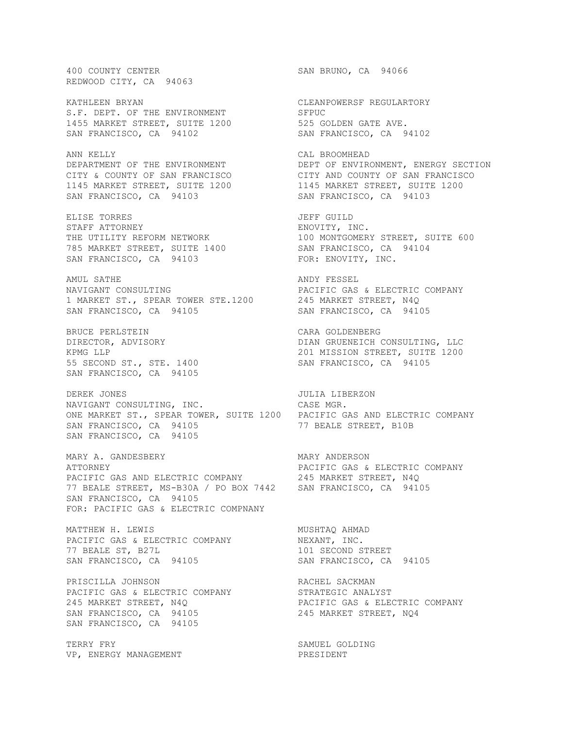400 COUNTY CENTER
REDWOOD CITY, CA 94063

SAN BRUNO, CA 94066

KATHLEEN BRYAN
S.F. DEPT. OF THE ENVIRONMENT
1455 MARKET STREET, SUITE 1200
SAN FRANCISCO, CA 94102

CLEANPOWERSF REGULARTORY
SFPUC
525 GOLDEN GATE AVE.
SAN FRANCISCO, CA 94102

ANN KELLY
DEPARTMENT OF THE ENVIRONMENT
CITY & COUNTY OF SAN FRANCISCO
1145 MARKET STREET, SUITE 1200
SAN FRANCISCO, CA 94103

CAL BROOMHEAD
DEPT OF ENVIRONMENT, ENERGY SECTION
CITY AND COUNTY OF SAN FRANCISCO
1145 MARKET STREET, SUITE 1200
SAN FRANCISCO, CA 94103

ELISE TORRES
STAFF ATTORNEY
THE UTILITY REFORM NETWORK
785 MARKET STREET, SUITE 1400
SAN FRANCISCO, CA 94103

JEFF GUILD
ENOVITY, INC.
100 MONTGOMERY STREET, SUITE 600
SAN FRANCISCO, CA 94104
FOR: ENOVITY, INC.

AMUL SATHE
NAVIGANT CONSULTING
1 MARKET ST., SPEAR TOWER STE.1200
SAN FRANCISCO, CA 94105

ANDY FESSEL
PACIFIC GAS & ELECTRIC COMPANY
245 MARKET STREET, N4Q
SAN FRANCISCO, CA 94105

BRUCE PERLSTEIN
DIRECTOR, ADVISORY
KPMG LLP
55 SECOND ST., STE. 1400
SAN FRANCISCO, CA 94105

CARA GOLDENBERG
DIAN GRUENEICH CONSULTING, LLC
201 MISSION STREET, SUITE 1200
SAN FRANCISCO, CA 94105

DEREK JONES
NAVIGANT CONSULTING, INC.
ONE MARKET ST., SPEAR TOWER, SUITE 1200
SAN FRANCISCO, CA 94105
SAN FRANCISCO, CA 94105

JULIA LIBERZON
CASE MGR.
PACIFIC GAS AND ELECTRIC COMPANY
77 BEALE STREET, B10B

MARY A. GANDESBERY
ATTORNEY
PACIFIC GAS AND ELECTRIC COMPANY
77 BEALE STREET, MS-B30A / PO BOX 7442
SAN FRANCISCO, CA 94105
FOR: PACIFIC GAS & ELECTRIC COMPNANY

MARY ANDERSON
PACIFIC GAS & ELECTRIC COMPANY
245 MARKET STREET, N4Q
SAN FRANCISCO, CA 94105

MATTHEW H. LEWIS
PACIFIC GAS & ELECTRIC COMPANY
77 BEALE ST, B27L
SAN FRANCISCO, CA 94105

MUSHTAQ AHMAD
NEXANT, INC.
101 SECOND STREET
SAN FRANCISCO, CA 94105

PRISCILLA JOHNSON
PACIFIC GAS & ELECTRIC COMPANY
245 MARKET STREET, N4Q
SAN FRANCISCO, CA 94105
SAN FRANCISCO, CA 94105

RACHEL SACKMAN
STRATEGIC ANALYST
PACIFIC GAS & ELECTRIC COMPANY
245 MARKET STREET, NQ4

TERRY FRY
VP, ENERGY MANAGEMENT

SAMUEL GOLDING
PRESIDENT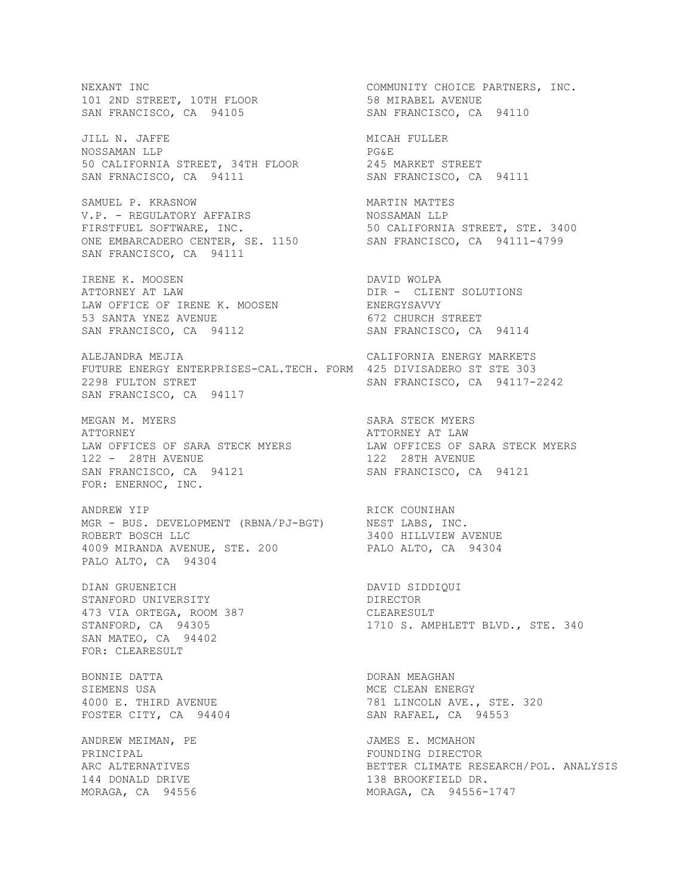NEXANT INC
101 2ND STREET, 10TH FLOOR
SAN FRANCISCO, CA 94105

COMMUNITY CHOICE PARTNERS, INC.
58 MIRABEL AVENUE
SAN FRANCISCO, CA 94110

JILL N. JAFFE
NOSSAMAN LLP
50 CALIFORNIA STREET, 34TH FLOOR
SAN FRNACISCO, CA 94111

MICAH FULLER
PG&E
245 MARKET STREET
SAN FRANCISCO, CA 94111

SAMUEL P. KRASNOW
V.P. - REGULATORY AFFAIRS
FIRSTFUEL SOFTWARE, INC.
ONE EMBARCADERO CENTER, SE. 1150
SAN FRANCISCO, CA 94111

MARTIN MATTES
NOSSAMAN LLP
50 CALIFORNIA STREET, STE. 3400
SAN FRANCISCO, CA 94111-4799

IRENE K. MOOSEN
ATTORNEY AT LAW
LAW OFFICE OF IRENE K. MOOSEN
53 SANTA YNEZ AVENUE
SAN FRANCISCO, CA 94112

DAVID WOLPA
DIR - CLIENT SOLUTIONS
ENERGYSAVVY
672 CHURCH STREET
SAN FRANCISCO, CA 94114

ALEJANDRA MEJIA
FUTURE ENERGY ENTERPRISES-CAL.TECH. FORM
2298 FULTON STRET
SAN FRANCISCO, CA 94117

CALIFORNIA ENERGY MARKETS
425 DIVISADERO ST STE 303
SAN FRANCISCO, CA 94117-2242

MEGAN M. MYERS
ATTORNEY
LAW OFFICES OF SARA STECK MYERS
122 - 28TH AVENUE
SAN FRANCISCO, CA 94121
FOR: ENERNOC, INC.

SARA STECK MYERS
ATTORNEY AT LAW
LAW OFFICES OF SARA STECK MYERS
122 28TH AVENUE
SAN FRANCISCO, CA 94121

ANDREW YIP
MGR - BUS. DEVELOPMENT (RBNA/PJ-BGT)
ROBERT BOSCH LLC
4009 MIRANDA AVENUE, STE. 200
PALO ALTO, CA 94304

RICK COUNIHAN
NEST LABS, INC.
3400 HILLVIEW AVENUE
PALO ALTO, CA 94304

DIAN GRUENEICH
STANFORD UNIVERSITY
473 VIA ORTEGA, ROOM 387
STANFORD, CA 94305

DAVID SIDDIQUI
DIRECTOR
CLEARESULT
1710 S. AMPHLETT BLVD., STE. 340
SAN MATEO, CA 94402
FOR: CLEARESULT

BONNIE DATTA
SIEMENS USA
4000 E. THIRD AVENUE
FOSTER CITY, CA 94404

DORAN MEAGHAN
MCE CLEAN ENERGY
781 LINCOLN AVE., STE. 320
SAN RAFAEL, CA 94553

ANDREW MEIMAN, PE
PRINCIPAL
ARC ALTERNATIVES
144 DONALD DRIVE
MORAGA, CA 94556

JAMES E. MCMAHON
FOUNDING DIRECTOR
BETTER CLIMATE RESEARCH/POL. ANALYSIS
138 BROOKFIELD DR.
MORAGA, CA 94556-1747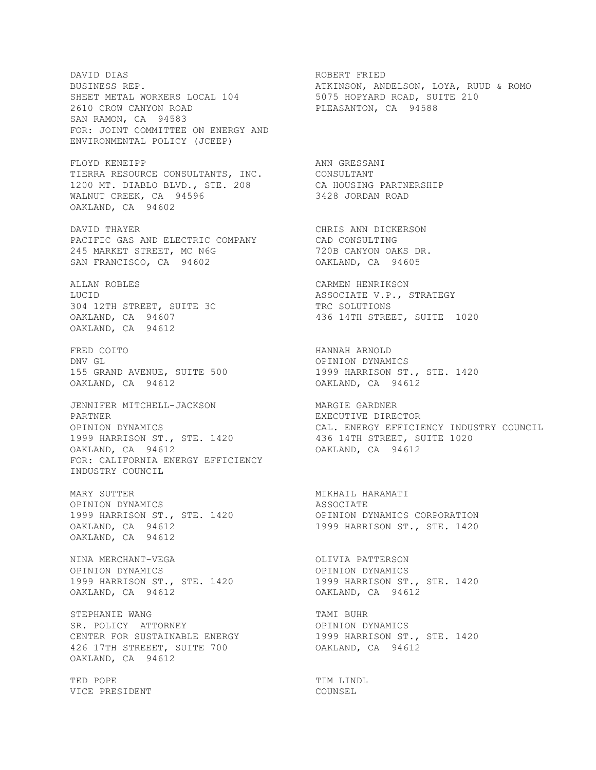DAVID DIAS
BUSINESS REP.
SHEET METAL WORKERS LOCAL 104
2610 CROW CANYON ROAD
SAN RAMON, CA 94583
FOR: JOINT COMMITTEE ON ENERGY AND ENVIRONMENTAL POLICY (JCEEP)

ROBERT FRIED
ATKINSON, ANDELSON, LOYA, RUUD & ROMO
5075 HOPYARD ROAD, SUITE 210
PLEASANTON, CA 94588

FLOYD KENEIPP
TIERRA RESOURCE CONSULTANTS, INC.
1200 MT. DIABLO BLVD., STE. 208
WALNUT CREEK, CA 94596

ANN GRESSANI
CONSULTANT
CA HOUSING PARTNERSHIP
3428 JORDAN ROAD
OAKLAND, CA 94602

DAVID THAYER
PACIFIC GAS AND ELECTRIC COMPANY
245 MARKET STREET, MC N6G
SAN FRANCISCO, CA 94602

CHRIS ANN DICKERSON
CAD CONSULTING
720B CANYON OAKS DR.
OAKLAND, CA 94605

ALLAN ROBLES
LUCID
304 12TH STREET, SUITE 3C
OAKLAND, CA 94607

CARMEN HENRIKSON
ASSOCIATE V.P., STRATEGY
TRC SOLUTIONS
436 14TH STREET, SUITE 1020
OAKLAND, CA 94612

FRED COITO
DNV GL
155 GRAND AVENUE, SUITE 500
OAKLAND, CA 94612

HANNAH ARNOLD
OPINION DYNAMICS
1999 HARRISON ST., STE. 1420
OAKLAND, CA 94612

JENNIFER MITCHELL-JACKSON
PARTNER
OPINION DYNAMICS
1999 HARRISON ST., STE. 1420
OAKLAND, CA 94612
FOR: CALIFORNIA ENERGY EFFICIENCY INDUSTRY COUNCIL

MARGIE GARDNER
EXECUTIVE DIRECTOR
CAL. ENERGY EFFICIENCY INDUSTRY COUNCIL
436 14TH STREET, SUITE 1020
OAKLAND, CA 94612

MARY SUTTER
OPINION DYNAMICS
1999 HARRISON ST., STE. 1420
OAKLAND, CA 94612

MIKHAIL HARAMATI
ASSOCIATE
OPINION DYNAMICS CORPORATION
1999 HARRISON ST., STE. 1420
OAKLAND, CA 94612

NINA MERCHANT-VEGA
OPINION DYNAMICS
1999 HARRISON ST., STE. 1420
OAKLAND, CA 94612

OLIVIA PATTERSON
OPINION DYNAMICS
1999 HARRISON ST., STE. 1420
OAKLAND, CA 94612

STEPHANIE WANG
SR. POLICY ATTORNEY
CENTER FOR SUSTAINABLE ENERGY
426 17TH STREEET, SUITE 700
OAKLAND, CA 94612

TAMI BUHR
OPINION DYNAMICS
1999 HARRISON ST., STE. 1420
OAKLAND, CA 94612

TED POPE
VICE PRESIDENT

TIM LINDL
COUNSEL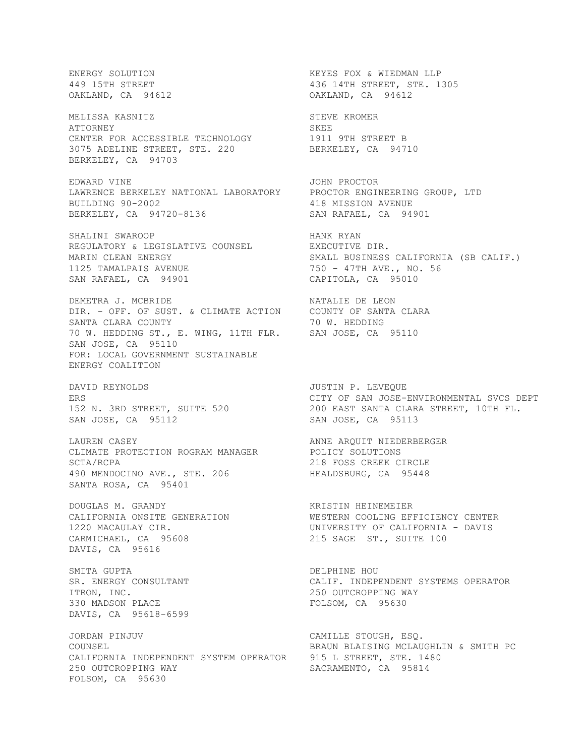ENERGY SOLUTION
449 15TH STREET
OAKLAND, CA 94612

KEYES FOX & WIEDMAN LLP
436 14TH STREET, STE. 1305
OAKLAND, CA 94612

MELISSA KASNITZ
ATTORNEY
CENTER FOR ACCESSIBLE TECHNOLOGY
3075 ADELINE STREET, STE. 220
BERKELEY, CA 94703

STEVE KROMER
SKEE
1911 9TH STREET B
BERKELEY, CA 94710

EDWARD VINE
LAWRENCE BERKELEY NATIONAL LABORATORY
BUILDING 90-2002
BERKELEY, CA 94720-8136

JOHN PROCTOR
PROCTOR ENGINEERING GROUP, LTD
418 MISSION AVENUE
SAN RAFAEL, CA 94901

SHALINI SWAROOP
REGULATORY & LEGISLATIVE COUNSEL
MARIN CLEAN ENERGY
1125 TAMALPAIS AVENUE
SAN RAFAEL, CA 94901

HANK RYAN
EXECUTIVE DIR.
SMALL BUSINESS CALIFORNIA (SB CALIF.)
750 - 47TH AVE., NO. 56
CAPITOLA, CA 95010

DEMETRA J. MCBRIDE
DIR. - OFF. OF SUST. & CLIMATE ACTION
SANTA CLARA COUNTY
70 W. HEDDING ST., E. WING, 11TH FLR.
SAN JOSE, CA 95110
FOR: LOCAL GOVERNMENT SUSTAINABLE ENERGY COALITION

NATALIE DE LEON
COUNTY OF SANTA CLARA
70 W. HEDDING
SAN JOSE, CA 95110

DAVID REYNOLDS
ERS
152 N. 3RD STREET, SUITE 520
SAN JOSE, CA 95112

JUSTIN P. LEVEQUE
CITY OF SAN JOSE-ENVIRONMENTAL SVCS DEPT
200 EAST SANTA CLARA STREET, 10TH FL.
SAN JOSE, CA 95113

LAUREN CASEY
CLIMATE PROTECTION ROGRAM MANAGER
SCTA/RCPA
490 MENDOCINO AVE., STE. 206
SANTA ROSA, CA 95401

ANNE ARQUIT NIEDERBERGER
POLICY SOLUTIONS
218 FOSS CREEK CIRCLE
HEALDSBURG, CA 95448

DOUGLAS M. GRANDY
CALIFORNIA ONSITE GENERATION
1220 MACAULAY CIR.
CARMICHAEL, CA 95608

KRISTIN HEINEMEIER
WESTERN COOLING EFFICIENCY CENTER
UNIVERSITY OF CALIFORNIA - DAVIS
215 SAGE ST., SUITE 100
DAVIS, CA 95616

SMITA GUPTA
SR. ENERGY CONSULTANT
ITRON, INC.
330 MADSON PLACE
DAVIS, CA 95618-6599

DELPHINE HOU
CALIF. INDEPENDENT SYSTEMS OPERATOR
250 OUTCROPPING WAY
FOLSOM, CA 95630

JORDAN PINJUV
COUNSEL
CALIFORNIA INDEPENDENT SYSTEM OPERATOR
250 OUTCROPPING WAY
FOLSOM, CA 95630

CAMILLE STOUGH, ESQ.
BRAUN BLAISING MCLAUGHLIN & SMITH PC
915 L STREET, STE. 1480
SACRAMENTO, CA 95814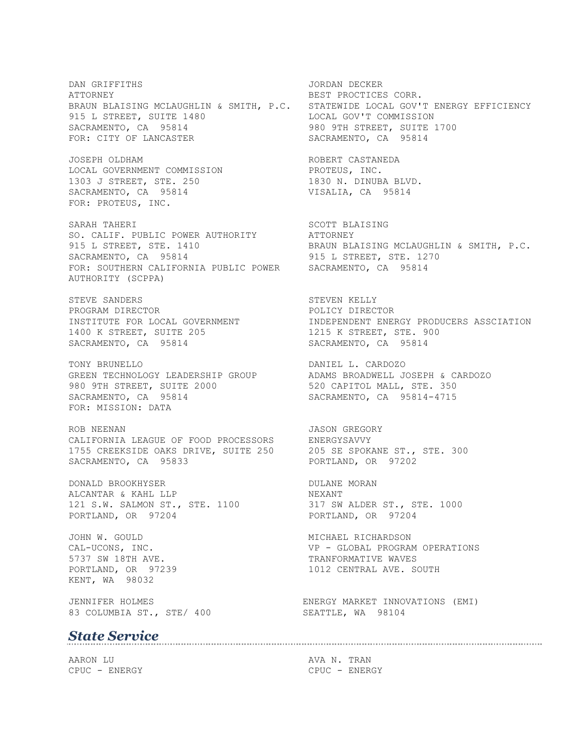DAN GRIFFITHS
ATTORNEY
BRAUN BLAISING MCLAUGHLIN & SMITH, P.C.
915 L STREET, SUITE 1480
SACRAMENTO, CA 95814
FOR: CITY OF LANCASTER

JORDAN DECKER
BEST PROCTICES CORR.
STATEWIDE LOCAL GOV'T ENERGY EFFICIENCY
LOCAL GOV'T COMMISSION
980 9TH STREET, SUITE 1700
SACRAMENTO, CA 95814

JOSEPH OLDHAM
LOCAL GOVERNMENT COMMISSION
1303 J STREET, STE. 250
SACRAMENTO, CA 95814
FOR: PROTEUS, INC.

ROBERT CASTANEDA
PROTEUS, INC.
1830 N. DINUBA BLVD.
VISALIA, CA 95814

SARAH TAHERI
SO. CALIF. PUBLIC POWER AUTHORITY
915 L STREET, STE. 1410
SACRAMENTO, CA 95814
FOR: SOUTHERN CALIFORNIA PUBLIC POWER AUTHORITY (SCPPA)

SCOTT BLAISING
ATTORNEY
BRAUN BLAISING MCLAUGHLIN & SMITH, P.C.
915 L STREET, STE. 1270
SACRAMENTO, CA 95814

STEVE SANDERS
PROGRAM DIRECTOR
INSTITUTE FOR LOCAL GOVERNMENT
1400 K STREET, SUITE 205
SACRAMENTO, CA 95814

STEVEN KELLY
POLICY DIRECTOR
INDEPENDENT ENERGY PRODUCERS ASSCIATION
1215 K STREET, STE. 900
SACRAMENTO, CA 95814

TONY BRUNELLO
GREEN TECHNOLOGY LEADERSHIP GROUP
980 9TH STREET, SUITE 2000
SACRAMENTO, CA 95814
FOR: MISSION: DATA

DANIEL L. CARDOZO
ADAMS BROADWELL JOSEPH & CARDOZO
520 CAPITOL MALL, STE. 350
SACRAMENTO, CA 95814-4715

ROB NEENAN
CALIFORNIA LEAGUE OF FOOD PROCESSORS
1755 CREEKSIDE OAKS DRIVE, SUITE 250
SACRAMENTO, CA 95833

JASON GREGORY
ENERGYSAVVY
205 SE SPOKANE ST., STE. 300
PORTLAND, OR 97202

DONALD BROOKHYSER
ALCANTAR & KAHL LLP
121 S.W. SALMON ST., STE. 1100
PORTLAND, OR 97204

DULANE MORAN
NEXANT
317 SW ALDER ST., STE. 1000
PORTLAND, OR 97204

JOHN W. GOULD
CAL-UCONS, INC.
5737 SW 18TH AVE.
PORTLAND, OR 97239

MICHAEL RICHARDSON
VP - GLOBAL PROGRAM OPERATIONS
TRANFORMATIVE WAVES
1012 CENTRAL AVE. SOUTH
KENT, WA 98032

JENNIFER HOLMES
ENERGY MARKET INNOVATIONS (EMI)
83 COLUMBIA ST., STE/ 400
SEATTLE, WA 98104

## *State Service*

AARON LU
CPUC - ENERGY

AVA N. TRAN
CPUC - ENERGY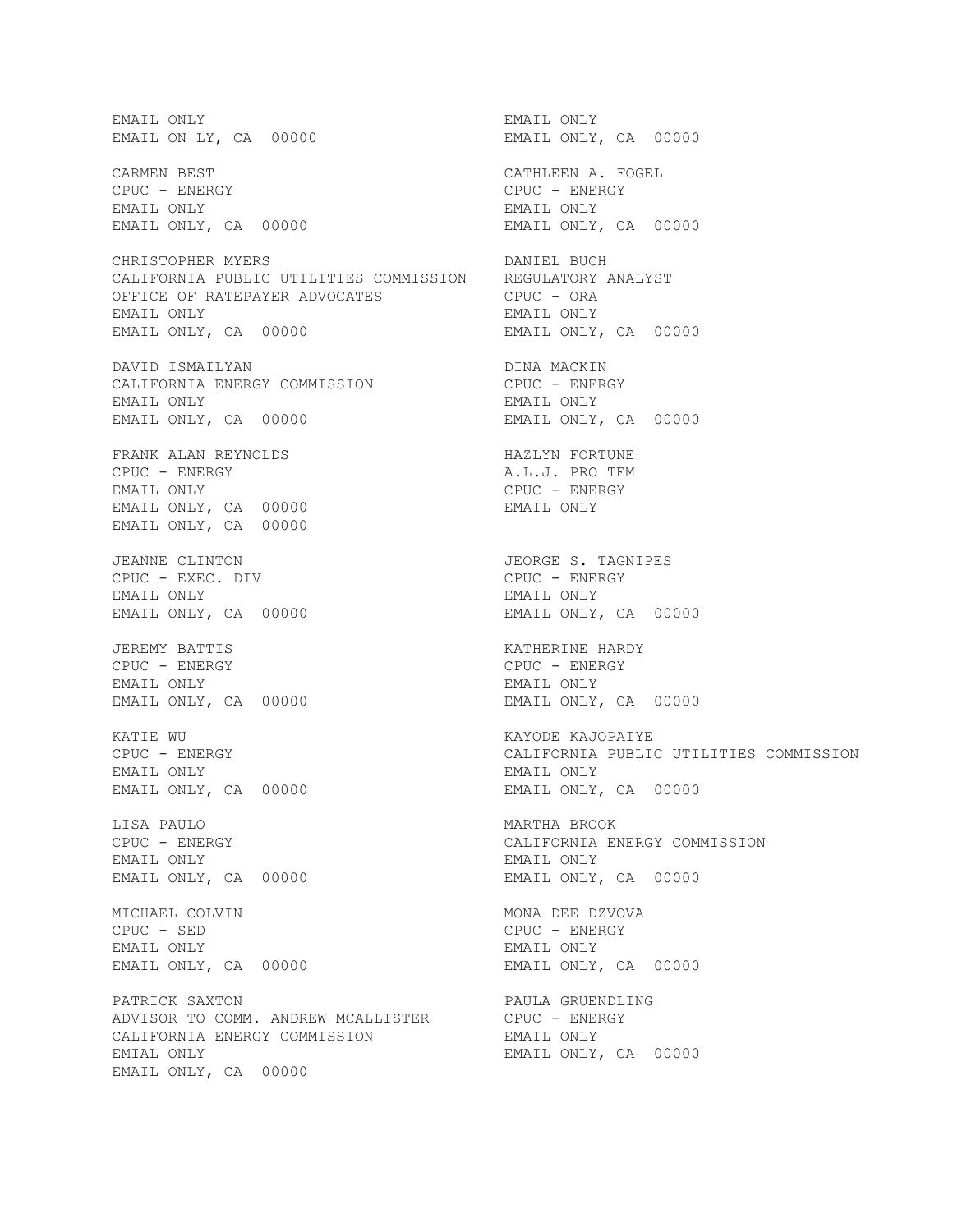EMAIL ONLY
EMAIL ON LY, CA 00000

EMAIL ONLY
EMAIL ONLY, CA 00000

CARMEN BEST
CPUC - ENERGY
EMAIL ONLY
EMAIL ONLY, CA 00000

CATHLEEN A. FOGEL
CPUC - ENERGY
EMAIL ONLY
EMAIL ONLY, CA 00000

CHRISTOPHER MYERS
CALIFORNIA PUBLIC UTILITIES COMMISSION
OFFICE OF RATEPAYER ADVOCATES
EMAIL ONLY
EMAIL ONLY, CA 00000

DANIEL BUCH
REGULATORY ANALYST
CPUC - ORA
EMAIL ONLY
EMAIL ONLY, CA 00000

DAVID ISMAILYAN
CALIFORNIA ENERGY COMMISSION
EMAIL ONLY
EMAIL ONLY, CA 00000

DINA MACKIN
CPUC - ENERGY
EMAIL ONLY
EMAIL ONLY, CA 00000

FRANK ALAN REYNOLDS
CPUC - ENERGY
EMAIL ONLY
EMAIL ONLY, CA 00000
EMAIL ONLY, CA 00000

HAZLYN FORTUNE
A.L.J. PRO TEM
CPUC - ENERGY
EMAIL ONLY

JEANNE CLINTON
CPUC - EXEC. DIV
EMAIL ONLY
EMAIL ONLY, CA 00000

JEORGE S. TAGNIPES
CPUC - ENERGY
EMAIL ONLY
EMAIL ONLY, CA 00000

JEREMY BATTIS
CPUC - ENERGY
EMAIL ONLY
EMAIL ONLY, CA 00000

KATHERINE HARDY
CPUC - ENERGY
EMAIL ONLY
EMAIL ONLY, CA 00000

KATIE WU
CPUC - ENERGY
EMAIL ONLY
EMAIL ONLY, CA 00000

KAYODE KAJOPAIYE
CALIFORNIA PUBLIC UTILITIES COMMISSION
EMAIL ONLY
EMAIL ONLY, CA 00000

LISA PAULO
CPUC - ENERGY
EMAIL ONLY
EMAIL ONLY, CA 00000

MARTHA BROOK
CALIFORNIA ENERGY COMMISSION
EMAIL ONLY
EMAIL ONLY, CA 00000

MICHAEL COLVIN
CPUC - SED
EMAIL ONLY
EMAIL ONLY, CA 00000

MONA DEE DZVOVA
CPUC - ENERGY
EMAIL ONLY
EMAIL ONLY, CA 00000

PATRICK SAXTON
ADVISOR TO COMM. ANDREW MCALLISTER
CALIFORNIA ENERGY COMMISSION
EMIAL ONLY
EMAIL ONLY, CA 00000

PAULA GRUENDLING
CPUC - ENERGY
EMAIL ONLY
EMAIL ONLY, CA 00000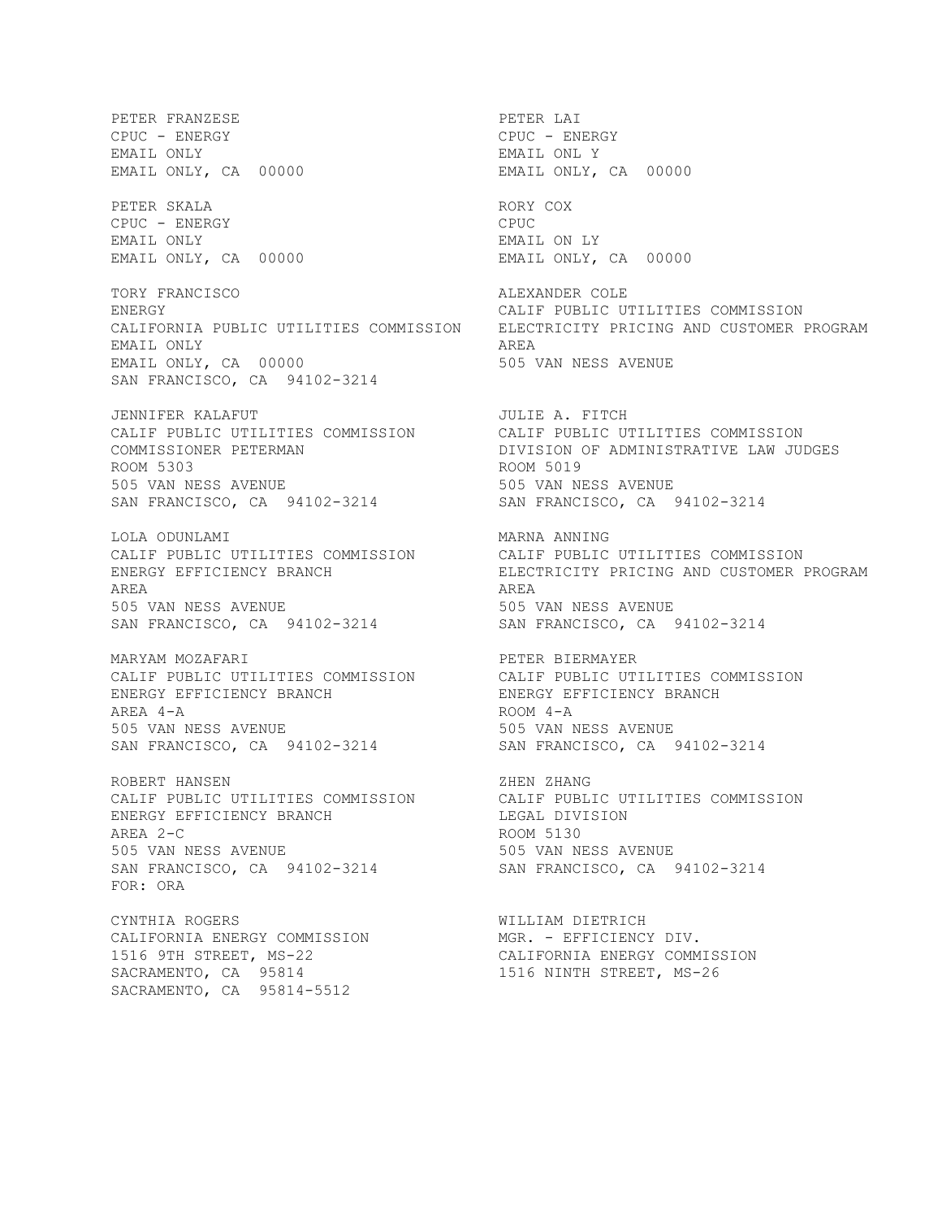PETER FRANZESE
CPUC - ENERGY
EMAIL ONLY
EMAIL ONLY, CA 00000

PETER LAI
CPUC - ENERGY
EMAIL ONL Y
EMAIL ONLY, CA 00000

PETER SKALA
CPUC - ENERGY
EMAIL ONLY
EMAIL ONLY, CA 00000

RORY COX
CPUC
EMAIL ON LY
EMAIL ONLY, CA 00000

TORY FRANCISCO
ENERGY
CALIFORNIA PUBLIC UTILITIES COMMISSION
EMAIL ONLY
EMAIL ONLY, CA 00000
SAN FRANCISCO, CA 94102-3214

ALEXANDER COLE
CALIF PUBLIC UTILITIES COMMISSION
ELECTRICITY PRICING AND CUSTOMER PROGRAM
AREA
505 VAN NESS AVENUE

JENNIFER KALAFUT
CALIF PUBLIC UTILITIES COMMISSION
COMMISSIONER PETERMAN
ROOM 5303
505 VAN NESS AVENUE
SAN FRANCISCO, CA 94102-3214

JULIE A. FITCH
CALIF PUBLIC UTILITIES COMMISSION
DIVISION OF ADMINISTRATIVE LAW JUDGES
ROOM 5019
505 VAN NESS AVENUE
SAN FRANCISCO, CA 94102-3214

LOLA ODUNLAMI
CALIF PUBLIC UTILITIES COMMISSION
ENERGY EFFICIENCY BRANCH
AREA
505 VAN NESS AVENUE
SAN FRANCISCO, CA 94102-3214

MARNA ANNING
CALIF PUBLIC UTILITIES COMMISSION
ELECTRICITY PRICING AND CUSTOMER PROGRAM
AREA
505 VAN NESS AVENUE
SAN FRANCISCO, CA 94102-3214

MARYAM MOZAFARI
CALIF PUBLIC UTILITIES COMMISSION
ENERGY EFFICIENCY BRANCH
AREA 4-A
505 VAN NESS AVENUE
SAN FRANCISCO, CA 94102-3214

PETER BIERMAYER
CALIF PUBLIC UTILITIES COMMISSION
ENERGY EFFICIENCY BRANCH
ROOM 4-A
505 VAN NESS AVENUE
SAN FRANCISCO, CA 94102-3214

ROBERT HANSEN
CALIF PUBLIC UTILITIES COMMISSION
ENERGY EFFICIENCY BRANCH
AREA 2-C
505 VAN NESS AVENUE
SAN FRANCISCO, CA 94102-3214
FOR: ORA

ZHEN ZHANG
CALIF PUBLIC UTILITIES COMMISSION
LEGAL DIVISION
ROOM 5130
505 VAN NESS AVENUE
SAN FRANCISCO, CA 94102-3214

CYNTHIA ROGERS
CALIFORNIA ENERGY COMMISSION
1516 9TH STREET, MS-22
SACRAMENTO, CA 95814
SACRAMENTO, CA 95814-5512

WILLIAM DIETRICH
MGR. - EFFICIENCY DIV.
CALIFORNIA ENERGY COMMISSION
1516 NINTH STREET, MS-26